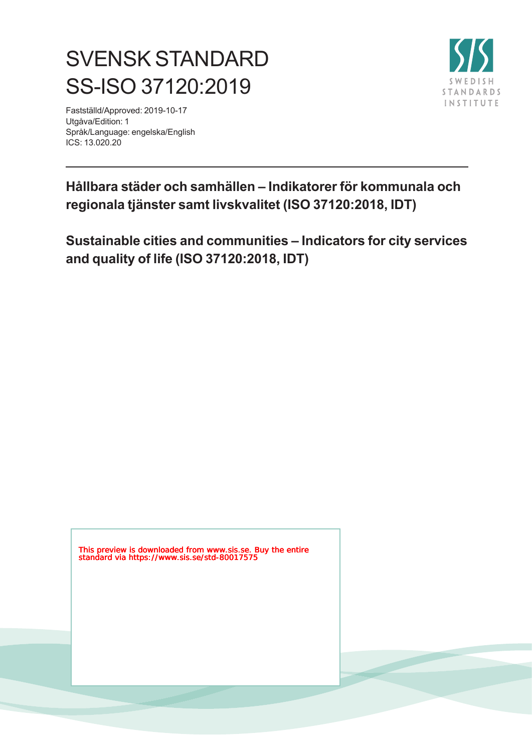# SVENSK STANDARD
# SS-ISO 37120:2019

Fastställd/Approved: 2019-10-17
Utgåva/Edition: 1
Språk/Language: engelska/English
ICS: 13.020.20

SWEDISH STANDARDS INSTITUTE

**Hållbara städer och samhällen – Indikatorer för kommunala och regionala tjänster samt livskvalitet (ISO 37120:2018, IDT)**

**Sustainable cities and communities – Indicators for city services and quality of life (ISO 37120:2018, IDT)**

This preview is downloaded from www.sis.se. Buy the entire standard via https://www.sis.se/std-80017575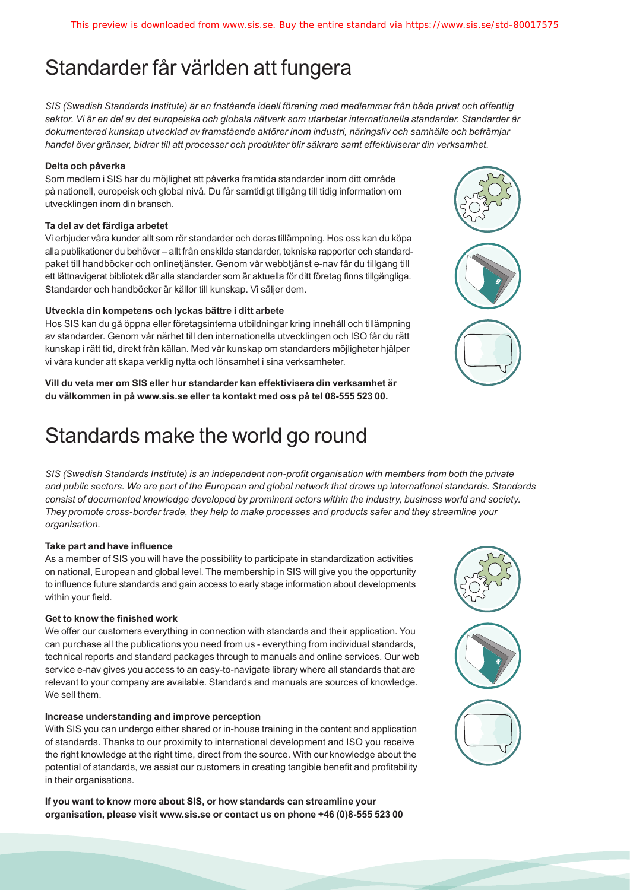# Standarder får världen att fungera

*SIS (Swedish Standards Institute) är en fristående ideell förening med medlemmar från både privat och offentlig sektor. Vi är en del av det europeiska och globala nätverk som utarbetar internationella standarder. Standarder är dokumenterad kunskap utvecklad av framstående aktörer inom industri, näringsliv och samhälle och befrämjar handel över gränser, bidrar till att processer och produkter blir säkrare samt effektiviserar din verksamhet.*

**Delta och påverka**

Som medlem i SIS har du möjlighet att påverka framtida standarder inom ditt område på nationell, europeisk och global nivå. Du får samtidigt tillgång till tidig information om utvecklingen inom din bransch.

**Ta del av det färdiga arbetet**

Vi erbjuder våra kunder allt som rör standarder och deras tillämpning. Hos oss kan du köpa alla publikationer du behöver – allt från enskilda standarder, tekniska rapporter och standardpaket till handböcker och onlinetjänster. Genom vår webbtjänst e-nav får du tillgång till ett lättnavigerat bibliotek där alla standarder som är aktuella för ditt företag finns tillgängliga. Standarder och handböcker är källor till kunskap. Vi säljer dem.

**Utveckla din kompetens och lyckas bättre i ditt arbete**

Hos SIS kan du gå öppna eller företagsinterna utbildningar kring innehåll och tillämpning av standarder. Genom vår närhet till den internationella utvecklingen och ISO får du rätt kunskap i rätt tid, direkt från källan. Med vår kunskap om standarders möjligheter hjälper vi våra kunder att skapa verklig nytta och lönsamhet i sina verksamheter.

**Vill du veta mer om SIS eller hur standarder kan effektivisera din verksamhet är du välkommen in på www.sis.se eller ta kontakt med oss på tel 08-555 523 00.**

# Standards make the world go round

*SIS (Swedish Standards Institute) is an independent non-profit organisation with members from both the private and public sectors. We are part of the European and global network that draws up international standards. Standards consist of documented knowledge developed by prominent actors within the industry, business world and society. They promote cross-border trade, they help to make processes and products safer and they streamline your organisation.*

**Take part and have influence**

As a member of SIS you will have the possibility to participate in standardization activities on national, European and global level. The membership in SIS will give you the opportunity to influence future standards and gain access to early stage information about developments within your field.

**Get to know the finished work**

We offer our customers everything in connection with standards and their application. You can purchase all the publications you need from us - everything from individual standards, technical reports and standard packages through to manuals and online services. Our web service e-nav gives you access to an easy-to-navigate library where all standards that are relevant to your company are available. Standards and manuals are sources of knowledge. We sell them.

**Increase understanding and improve perception**

With SIS you can undergo either shared or in-house training in the content and application of standards. Thanks to our proximity to international development and ISO you receive the right knowledge at the right time, direct from the source. With our knowledge about the potential of standards, we assist our customers in creating tangible benefit and profitability in their organisations.

**If you want to know more about SIS, or how standards can streamline your organisation, please visit www.sis.se or contact us on phone +46 (0)8-555 523 00**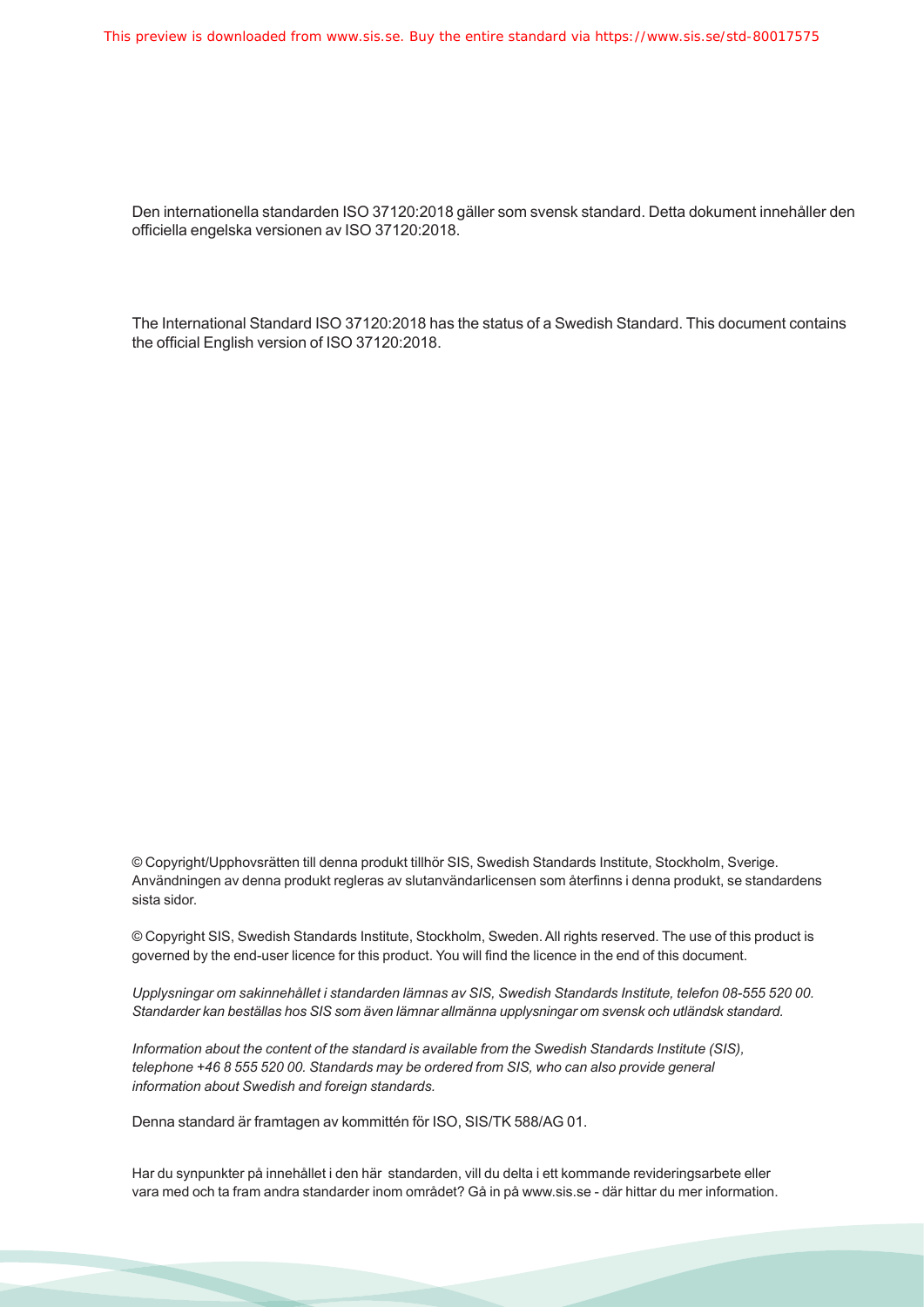Den internationella standarden ISO 37120:2018 gäller som svensk standard. Detta dokument innehåller den officiella engelska versionen av ISO 37120:2018.

The International Standard ISO 37120:2018 has the status of a Swedish Standard. This document contains the official English version of ISO 37120:2018.

© Copyright/Upphovsrätten till denna produkt tillhör SIS, Swedish Standards Institute, Stockholm, Sverige. Användningen av denna produkt regleras av slutanvändarlicensen som återfinns i denna produkt, se standardens sista sidor.

© Copyright SIS, Swedish Standards Institute, Stockholm, Sweden. All rights reserved. The use of this product is governed by the end-user licence for this product. You will find the licence in the end of this document.

*Upplysningar om sakinnehållet i standarden lämnas av SIS, Swedish Standards Institute, telefon 08-555 520 00. Standarder kan beställas hos SIS som även lämnar allmänna upplysningar om svensk och utländsk standard.*

*Information about the content of the standard is available from the Swedish Standards Institute (SIS), telephone +46 8 555 520 00. Standards may be ordered from SIS, who can also provide general information about Swedish and foreign standards.*

Denna standard är framtagen av kommittén för ISO, SIS/TK 588/AG 01.

Har du synpunkter på innehållet i den här standarden, vill du delta i ett kommande revideringsarbete eller vara med och ta fram andra standarder inom området? Gå in på www.sis.se - där hittar du mer information.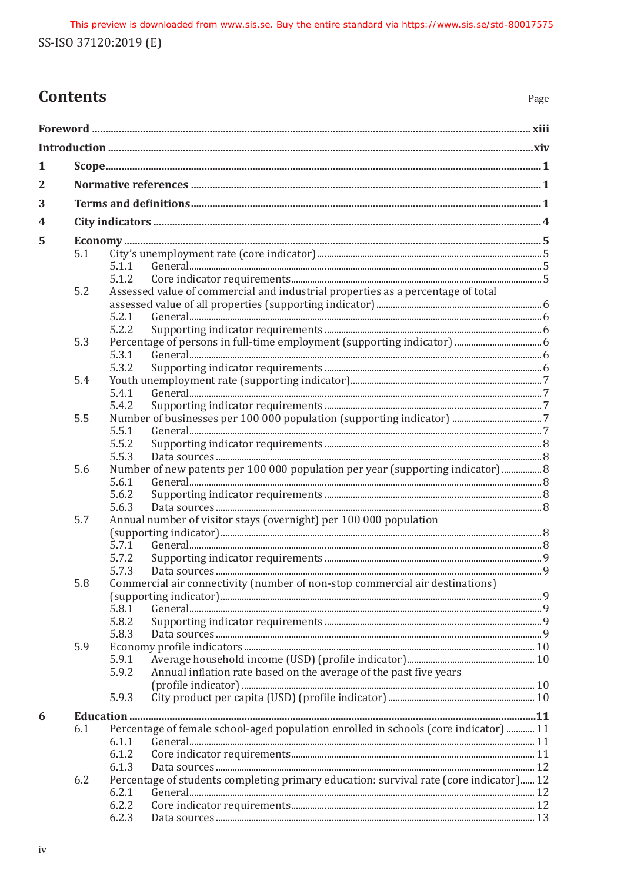# Contents

Page

**Foreword** ... xiii

**Introduction** ... xiv

**1 Scope** ... 1

**2 Normative references** ... 1

**3 Terms and definitions** ... 1

**4 City indicators** ... 4

**5 Economy** ... 5

- 5.1 City's unemployment rate (core indicator) ... 5
  - 5.1.1 General ... 5
  - 5.1.2 Core indicator requirements ... 5
- 5.2 Assessed value of commercial and industrial properties as a percentage of total assessed value of all properties (supporting indicator) ... 6
  - 5.2.1 General ... 6
  - 5.2.2 Supporting indicator requirements ... 6
- 5.3 Percentage of persons in full-time employment (supporting indicator) ... 6
  - 5.3.1 General ... 6
  - 5.3.2 Supporting indicator requirements ... 6
- 5.4 Youth unemployment rate (supporting indicator) ... 7
  - 5.4.1 General ... 7
  - 5.4.2 Supporting indicator requirements ... 7
- 5.5 Number of businesses per 100 000 population (supporting indicator) ... 7
  - 5.5.1 General ... 7
  - 5.5.2 Supporting indicator requirements ... 8
  - 5.5.3 Data sources ... 8
- 5.6 Number of new patents per 100 000 population per year (supporting indicator) ... 8
  - 5.6.1 General ... 8
  - 5.6.2 Supporting indicator requirements ... 8
  - 5.6.3 Data sources ... 8
- 5.7 Annual number of visitor stays (overnight) per 100 000 population (supporting indicator) ... 8
  - 5.7.1 General ... 8
  - 5.7.2 Supporting indicator requirements ... 9
  - 5.7.3 Data sources ... 9
- 5.8 Commercial air connectivity (number of non-stop commercial air destinations) (supporting indicator) ... 9
  - 5.8.1 General ... 9
  - 5.8.2 Supporting indicator requirements ... 9
  - 5.8.3 Data sources ... 9
- 5.9 Economy profile indicators ... 10
  - 5.9.1 Average household income (USD) (profile indicator) ... 10
  - 5.9.2 Annual inflation rate based on the average of the past five years (profile indicator) ... 10
  - 5.9.3 City product per capita (USD) (profile indicator) ... 10

**6 Education** ... 11

- 6.1 Percentage of female school-aged population enrolled in schools (core indicator) ... 11
  - 6.1.1 General ... 11
  - 6.1.2 Core indicator requirements ... 11
  - 6.1.3 Data sources ... 12
- 6.2 Percentage of students completing primary education: survival rate (core indicator) ... 12
  - 6.2.1 General ... 12
  - 6.2.2 Core indicator requirements ... 12
  - 6.2.3 Data sources ... 13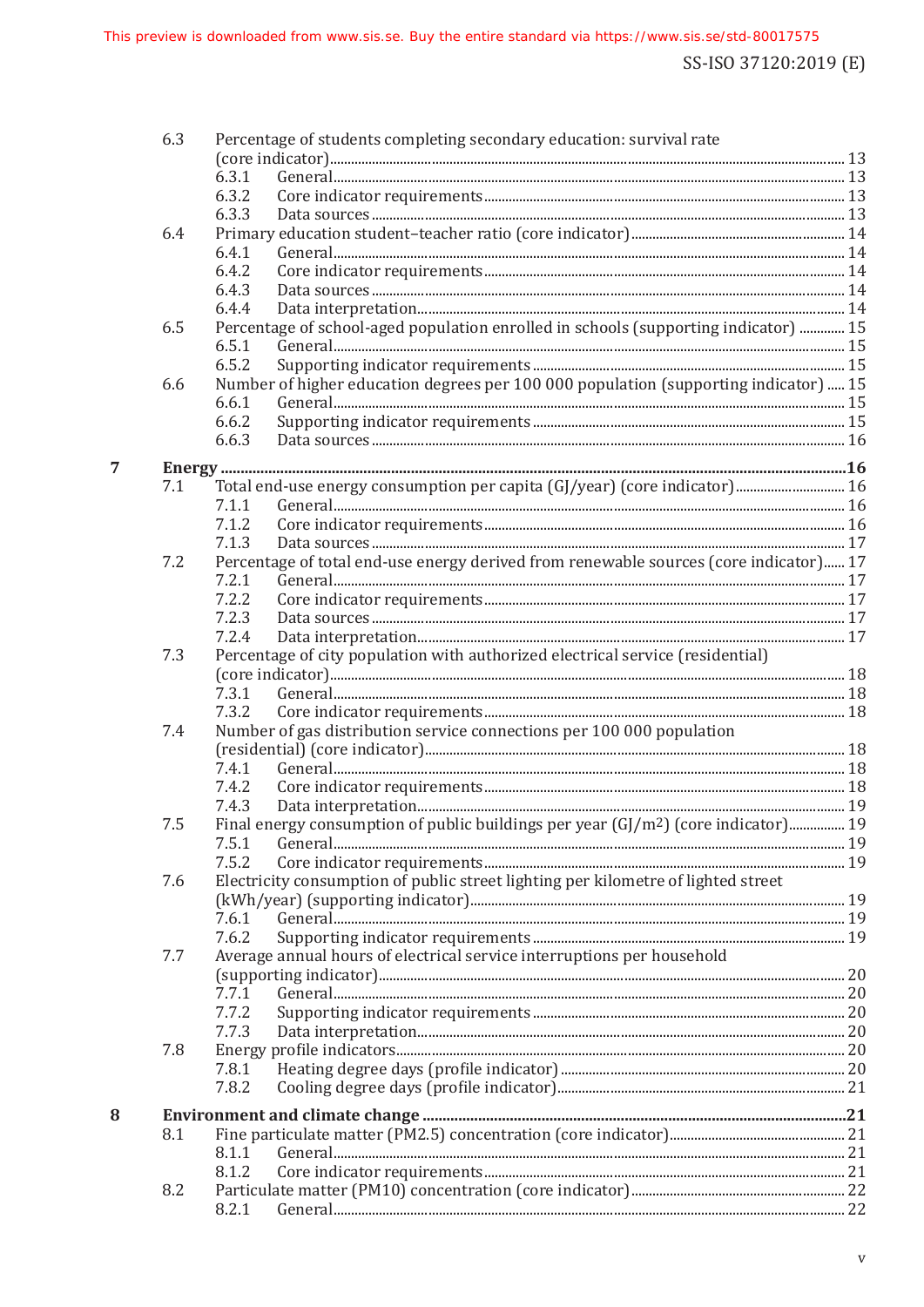- 6.3 Percentage of students completing secondary education: survival rate (core indicator) ..... 13
  - 6.3.1 General ..... 13
  - 6.3.2 Core indicator requirements ..... 13
  - 6.3.3 Data sources ..... 13
- 6.4 Primary education student–teacher ratio (core indicator) ..... 14
  - 6.4.1 General ..... 14
  - 6.4.2 Core indicator requirements ..... 14
  - 6.4.3 Data sources ..... 14
  - 6.4.4 Data interpretation ..... 14
- 6.5 Percentage of school-aged population enrolled in schools (supporting indicator) ..... 15
  - 6.5.1 General ..... 15
  - 6.5.2 Supporting indicator requirements ..... 15
- 6.6 Number of higher education degrees per 100 000 population (supporting indicator) ..... 15
  - 6.6.1 General ..... 15
  - 6.6.2 Supporting indicator requirements ..... 15
  - 6.6.3 Data sources ..... 16

**7 Energy ..... 16**

- 7.1 Total end-use energy consumption per capita (GJ/year) (core indicator) ..... 16
  - 7.1.1 General ..... 16
  - 7.1.2 Core indicator requirements ..... 16
  - 7.1.3 Data sources ..... 17
- 7.2 Percentage of total end-use energy derived from renewable sources (core indicator) ..... 17
  - 7.2.1 General ..... 17
  - 7.2.2 Core indicator requirements ..... 17
  - 7.2.3 Data sources ..... 17
  - 7.2.4 Data interpretation ..... 17
- 7.3 Percentage of city population with authorized electrical service (residential) (core indicator) ..... 18
  - 7.3.1 General ..... 18
  - 7.3.2 Core indicator requirements ..... 18
- 7.4 Number of gas distribution service connections per 100 000 population (residential) (core indicator) ..... 18
  - 7.4.1 General ..... 18
  - 7.4.2 Core indicator requirements ..... 18
  - 7.4.3 Data interpretation ..... 19
- 7.5 Final energy consumption of public buildings per year (GJ/m$^2$) (core indicator) ..... 19
  - 7.5.1 General ..... 19
  - 7.5.2 Core indicator requirements ..... 19
- 7.6 Electricity consumption of public street lighting per kilometre of lighted street (kWh/year) (supporting indicator) ..... 19
  - 7.6.1 General ..... 19
  - 7.6.2 Supporting indicator requirements ..... 19
- 7.7 Average annual hours of electrical service interruptions per household (supporting indicator) ..... 20
  - 7.7.1 General ..... 20
  - 7.7.2 Supporting indicator requirements ..... 20
  - 7.7.3 Data interpretation ..... 20
- 7.8 Energy profile indicators ..... 20
  - 7.8.1 Heating degree days (profile indicator) ..... 20
  - 7.8.2 Cooling degree days (profile indicator) ..... 21

**8 Environment and climate change ..... 21**

- 8.1 Fine particulate matter (PM2.5) concentration (core indicator) ..... 21
  - 8.1.1 General ..... 21
  - 8.1.2 Core indicator requirements ..... 21
- 8.2 Particulate matter (PM10) concentration (core indicator) ..... 22
  - 8.2.1 General ..... 22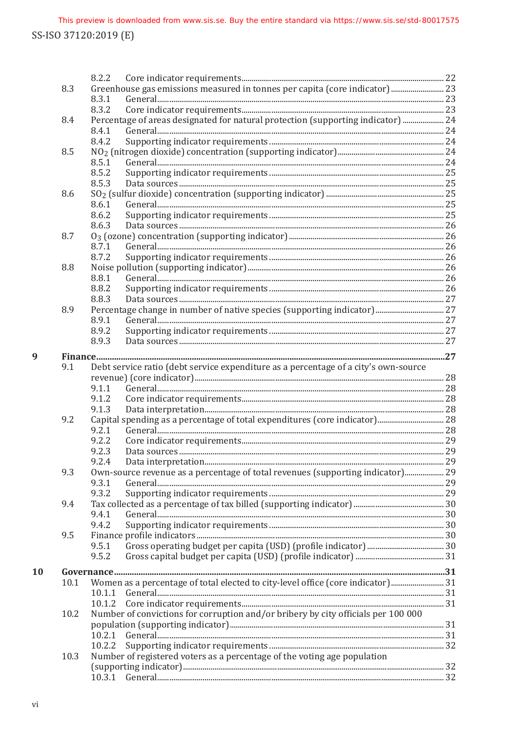8.2.2 Core indicator requirements ..... 22

8.3 Greenhouse gas emissions measured in tonnes per capita (core indicator) ..... 23

8.3.1 General ..... 23

8.3.2 Core indicator requirements ..... 23

8.4 Percentage of areas designated for natural protection (supporting indicator) ..... 24

8.4.1 General ..... 24

8.4.2 Supporting indicator requirements ..... 24

8.5 $NO_2$ (nitrogen dioxide) concentration (supporting indicator) ..... 24

8.5.1 General ..... 24

8.5.2 Supporting indicator requirements ..... 25

8.5.3 Data sources ..... 25

8.6 $SO_2$ (sulfur dioxide) concentration (supporting indicator) ..... 25

8.6.1 General ..... 25

8.6.2 Supporting indicator requirements ..... 25

8.6.3 Data sources ..... 26

8.7 $O_3$ (ozone) concentration (supporting indicator) ..... 26

8.7.1 General ..... 26

8.7.2 Supporting indicator requirements ..... 26

8.8 Noise pollution (supporting indicator) ..... 26

8.8.1 General ..... 26

8.8.2 Supporting indicator requirements ..... 26

8.8.3 Data sources ..... 27

8.9 Percentage change in number of native species (supporting indicator) ..... 27

8.9.1 General ..... 27

8.9.2 Supporting indicator requirements ..... 27

8.9.3 Data sources ..... 27

**9 Finance ..... 27**

9.1 Debt service ratio (debt service expenditure as a percentage of a city's own-source revenue) (core indicator) ..... 28

9.1.1 General ..... 28

9.1.2 Core indicator requirements ..... 28

9.1.3 Data interpretation ..... 28

9.2 Capital spending as a percentage of total expenditures (core indicator) ..... 28

9.2.1 General ..... 28

9.2.2 Core indicator requirements ..... 29

9.2.3 Data sources ..... 29

9.2.4 Data interpretation ..... 29

9.3 Own-source revenue as a percentage of total revenues (supporting indicator) ..... 29

9.3.1 General ..... 29

9.3.2 Supporting indicator requirements ..... 29

9.4 Tax collected as a percentage of tax billed (supporting indicator) ..... 30

9.4.1 General ..... 30

9.4.2 Supporting indicator requirements ..... 30

9.5 Finance profile indicators ..... 30

9.5.1 Gross operating budget per capita (USD) (profile indicator) ..... 30

9.5.2 Gross capital budget per capita (USD) (profile indicator) ..... 31

**10 Governance ..... 31**

10.1 Women as a percentage of total elected to city-level office (core indicator) ..... 31

10.1.1 General ..... 31

10.1.2 Core indicator requirements ..... 31

10.2 Number of convictions for corruption and/or bribery by city officials per 100 000 population (supporting indicator) ..... 31

10.2.1 General ..... 31

10.2.2 Supporting indicator requirements ..... 32

10.3 Number of registered voters as a percentage of the voting age population (supporting indicator) ..... 32

10.3.1 General ..... 32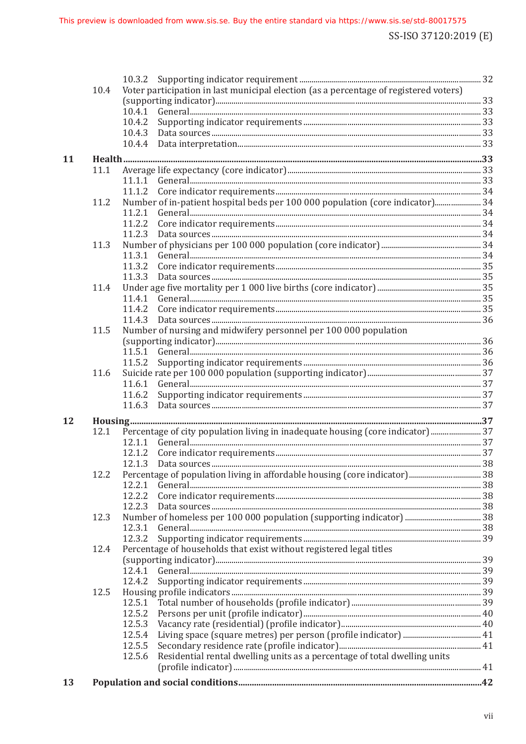10.3.2 Supporting indicator requirement ..... 32

10.4 Voter participation in last municipal election (as a percentage of registered voters) (supporting indicator) ..... 33

10.4.1 General ..... 33

10.4.2 Supporting indicator requirements ..... 33

10.4.3 Data sources ..... 33

10.4.4 Data interpretation ..... 33

**11 Health ..... 33**

11.1 Average life expectancy (core indicator) ..... 33

11.1.1 General ..... 33

11.1.2 Core indicator requirements ..... 34

11.2 Number of in-patient hospital beds per 100 000 population (core indicator) ..... 34

11.2.1 General ..... 34

11.2.2 Core indicator requirements ..... 34

11.2.3 Data sources ..... 34

11.3 Number of physicians per 100 000 population (core indicator) ..... 34

11.3.1 General ..... 34

11.3.2 Core indicator requirements ..... 35

11.3.3 Data sources ..... 35

11.4 Under age five mortality per 1 000 live births (core indicator) ..... 35

11.4.1 General ..... 35

11.4.2 Core indicator requirements ..... 35

11.4.3 Data sources ..... 36

11.5 Number of nursing and midwifery personnel per 100 000 population (supporting indicator) ..... 36

11.5.1 General ..... 36

11.5.2 Supporting indicator requirements ..... 36

11.6 Suicide rate per 100 000 population (supporting indicator) ..... 37

11.6.1 General ..... 37

11.6.2 Supporting indicator requirements ..... 37

11.6.3 Data sources ..... 37

**12 Housing ..... 37**

12.1 Percentage of city population living in inadequate housing (core indicator) ..... 37

12.1.1 General ..... 37

12.1.2 Core indicator requirements ..... 37

12.1.3 Data sources ..... 38

12.2 Percentage of population living in affordable housing (core indicator) ..... 38

12.2.1 General ..... 38

12.2.2 Core indicator requirements ..... 38

12.2.3 Data sources ..... 38

12.3 Number of homeless per 100 000 population (supporting indicator) ..... 38

12.3.1 General ..... 38

12.3.2 Supporting indicator requirements ..... 39

12.4 Percentage of households that exist without registered legal titles (supporting indicator) ..... 39

12.4.1 General ..... 39

12.4.2 Supporting indicator requirements ..... 39

12.5 Housing profile indicators ..... 39

12.5.1 Total number of households (profile indicator) ..... 39

12.5.2 Persons per unit (profile indicator) ..... 40

12.5.3 Vacancy rate (residential) (profile indicator) ..... 40

12.5.4 Living space (square metres) per person (profile indicator) ..... 41

12.5.5 Secondary residence rate (profile indicator) ..... 41

12.5.6 Residential rental dwelling units as a percentage of total dwelling units (profile indicator) ..... 41

**13 Population and social conditions ..... 42**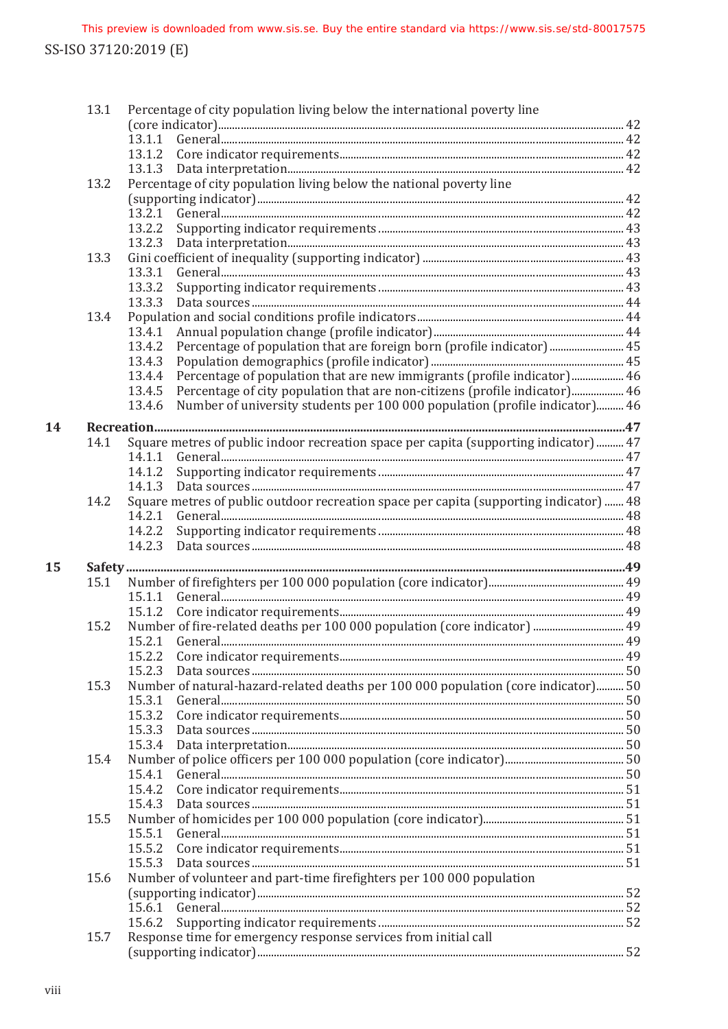13.1 Percentage of city population living below the international poverty line (core indicator) ... 42
- 13.1.1 General ... 42
- 13.1.2 Core indicator requirements ... 42
- 13.1.3 Data interpretation ... 42

13.2 Percentage of city population living below the national poverty line (supporting indicator) ... 42
- 13.2.1 General ... 42
- 13.2.2 Supporting indicator requirements ... 43
- 13.2.3 Data interpretation ... 43

13.3 Gini coefficient of inequality (supporting indicator) ... 43
- 13.3.1 General ... 43
- 13.3.2 Supporting indicator requirements ... 43
- 13.3.3 Data sources ... 44

13.4 Population and social conditions profile indicators ... 44
- 13.4.1 Annual population change (profile indicator) ... 44
- 13.4.2 Percentage of population that are foreign born (profile indicator) ... 45
- 13.4.3 Population demographics (profile indicator) ... 45
- 13.4.4 Percentage of population that are new immigrants (profile indicator) ... 46
- 13.4.5 Percentage of city population that are non-citizens (profile indicator) ... 46
- 13.4.6 Number of university students per 100 000 population (profile indicator) ... 46

**14 Recreation ... 47**

14.1 Square metres of public indoor recreation space per capita (supporting indicator) ... 47
- 14.1.1 General ... 47
- 14.1.2 Supporting indicator requirements ... 47
- 14.1.3 Data sources ... 47

14.2 Square metres of public outdoor recreation space per capita (supporting indicator) ... 48
- 14.2.1 General ... 48
- 14.2.2 Supporting indicator requirements ... 48
- 14.2.3 Data sources ... 48

**15 Safety ... 49**

15.1 Number of firefighters per 100 000 population (core indicator) ... 49
- 15.1.1 General ... 49
- 15.1.2 Core indicator requirements ... 49

15.2 Number of fire-related deaths per 100 000 population (core indicator) ... 49
- 15.2.1 General ... 49
- 15.2.2 Core indicator requirements ... 49
- 15.2.3 Data sources ... 50

15.3 Number of natural-hazard-related deaths per 100 000 population (core indicator) ... 50
- 15.3.1 General ... 50
- 15.3.2 Core indicator requirements ... 50
- 15.3.3 Data sources ... 50
- 15.3.4 Data interpretation ... 50

15.4 Number of police officers per 100 000 population (core indicator) ... 50
- 15.4.1 General ... 50
- 15.4.2 Core indicator requirements ... 51
- 15.4.3 Data sources ... 51

15.5 Number of homicides per 100 000 population (core indicator) ... 51
- 15.5.1 General ... 51
- 15.5.2 Core indicator requirements ... 51
- 15.5.3 Data sources ... 51

15.6 Number of volunteer and part-time firefighters per 100 000 population (supporting indicator) ... 52
- 15.6.1 General ... 52
- 15.6.2 Supporting indicator requirements ... 52

15.7 Response time for emergency response services from initial call (supporting indicator) ... 52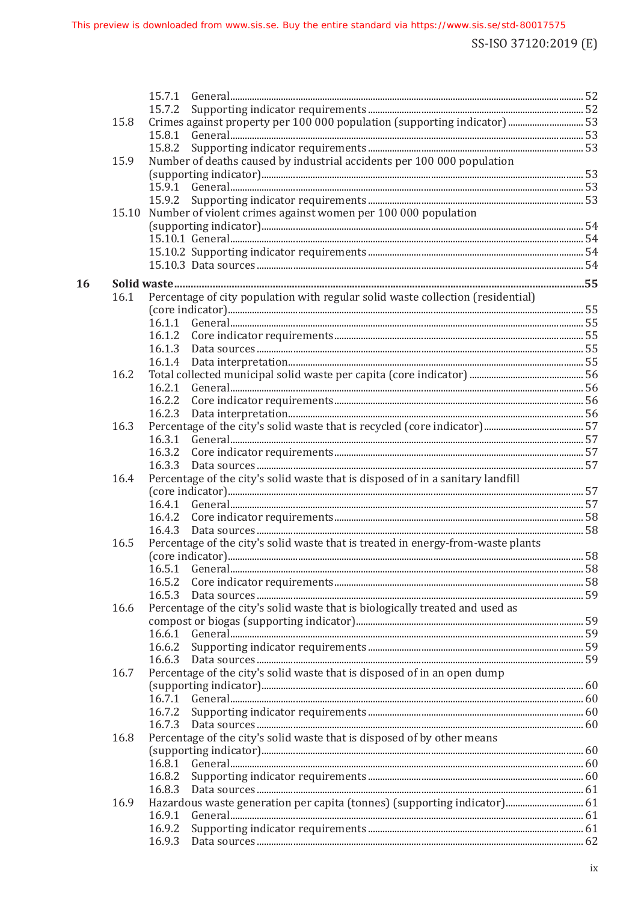15.7.1 General ... 52
15.7.2 Supporting indicator requirements ... 52
15.8 Crimes against property per 100 000 population (supporting indicator) ... 53
15.8.1 General ... 53
15.8.2 Supporting indicator requirements ... 53
15.9 Number of deaths caused by industrial accidents per 100 000 population (supporting indicator) ... 53
15.9.1 General ... 53
15.9.2 Supporting indicator requirements ... 53
15.10 Number of violent crimes against women per 100 000 population (supporting indicator) ... 54
15.10.1 General ... 54
15.10.2 Supporting indicator requirements ... 54
15.10.3 Data sources ... 54

**16 Solid waste ... 55**

16.1 Percentage of city population with regular solid waste collection (residential) (core indicator) ... 55
16.1.1 General ... 55
16.1.2 Core indicator requirements ... 55
16.1.3 Data sources ... 55
16.1.4 Data interpretation ... 55
16.2 Total collected municipal solid waste per capita (core indicator) ... 56
16.2.1 General ... 56
16.2.2 Core indicator requirements ... 56
16.2.3 Data interpretation ... 56
16.3 Percentage of the city's solid waste that is recycled (core indicator) ... 57
16.3.1 General ... 57
16.3.2 Core indicator requirements ... 57
16.3.3 Data sources ... 57
16.4 Percentage of the city's solid waste that is disposed of in a sanitary landfill (core indicator) ... 57
16.4.1 General ... 57
16.4.2 Core indicator requirements ... 58
16.4.3 Data sources ... 58
16.5 Percentage of the city's solid waste that is treated in energy-from-waste plants (core indicator) ... 58
16.5.1 General ... 58
16.5.2 Core indicator requirements ... 58
16.5.3 Data sources ... 59
16.6 Percentage of the city's solid waste that is biologically treated and used as compost or biogas (supporting indicator) ... 59
16.6.1 General ... 59
16.6.2 Supporting indicator requirements ... 59
16.6.3 Data sources ... 59
16.7 Percentage of the city's solid waste that is disposed of in an open dump (supporting indicator) ... 60
16.7.1 General ... 60
16.7.2 Supporting indicator requirements ... 60
16.7.3 Data sources ... 60
16.8 Percentage of the city's solid waste that is disposed of by other means (supporting indicator) ... 60
16.8.1 General ... 60
16.8.2 Supporting indicator requirements ... 60
16.8.3 Data sources ... 61
16.9 Hazardous waste generation per capita (tonnes) (supporting indicator) ... 61
16.9.1 General ... 61
16.9.2 Supporting indicator requirements ... 61
16.9.3 Data sources ... 62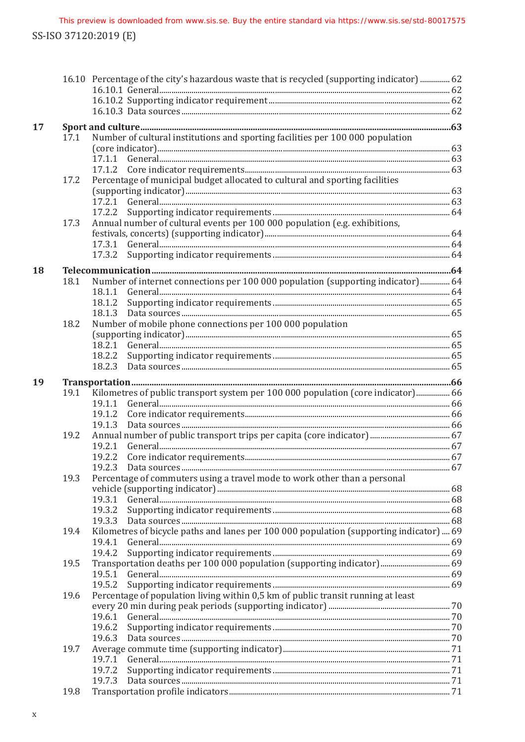16.10 Percentage of the city's hazardous waste that is recycled (supporting indicator) .............. 62
- 16.10.1 General .............. 62
- 16.10.2 Supporting indicator requirement .............. 62
- 16.10.3 Data sources .............. 62

**17 Sport and culture .............. 63**

17.1 Number of cultural institutions and sporting facilities per 100 000 population (core indicator) .............. 63
- 17.1.1 General .............. 63
- 17.1.2 Core indicator requirements .............. 63

17.2 Percentage of municipal budget allocated to cultural and sporting facilities (supporting indicator) .............. 63
- 17.2.1 General .............. 63
- 17.2.2 Supporting indicator requirements .............. 64

17.3 Annual number of cultural events per 100 000 population (e.g. exhibitions, festivals, concerts) (supporting indicator) .............. 64
- 17.3.1 General .............. 64
- 17.3.2 Supporting indicator requirements .............. 64

**18 Telecommunication .............. 64**

18.1 Number of internet connections per 100 000 population (supporting indicator) .............. 64
- 18.1.1 General .............. 64
- 18.1.2 Supporting indicator requirements .............. 65
- 18.1.3 Data sources .............. 65

18.2 Number of mobile phone connections per 100 000 population (supporting indicator) .............. 65
- 18.2.1 General .............. 65
- 18.2.2 Supporting indicator requirements .............. 65
- 18.2.3 Data sources .............. 65

**19 Transportation .............. 66**

19.1 Kilometres of public transport system per 100 000 population (core indicator) .............. 66
- 19.1.1 General .............. 66
- 19.1.2 Core indicator requirements .............. 66
- 19.1.3 Data sources .............. 66

19.2 Annual number of public transport trips per capita (core indicator) .............. 67
- 19.2.1 General .............. 67
- 19.2.2 Core indicator requirements .............. 67
- 19.2.3 Data sources .............. 67

19.3 Percentage of commuters using a travel mode to work other than a personal vehicle (supporting indicator) .............. 68
- 19.3.1 General .............. 68
- 19.3.2 Supporting indicator requirements .............. 68
- 19.3.3 Data sources .............. 68

19.4 Kilometres of bicycle paths and lanes per 100 000 population (supporting indicator) .............. 69
- 19.4.1 General .............. 69
- 19.4.2 Supporting indicator requirements .............. 69

19.5 Transportation deaths per 100 000 population (supporting indicator) .............. 69
- 19.5.1 General .............. 69
- 19.5.2 Supporting indicator requirements .............. 69

19.6 Percentage of population living within 0,5 km of public transit running at least every 20 min during peak periods (supporting indicator) .............. 70
- 19.6.1 General .............. 70
- 19.6.2 Supporting indicator requirements .............. 70
- 19.6.3 Data sources .............. 70

19.7 Average commute time (supporting indicator) .............. 71
- 19.7.1 General .............. 71
- 19.7.2 Supporting indicator requirements .............. 71
- 19.7.3 Data sources .............. 71

19.8 Transportation profile indicators .............. 71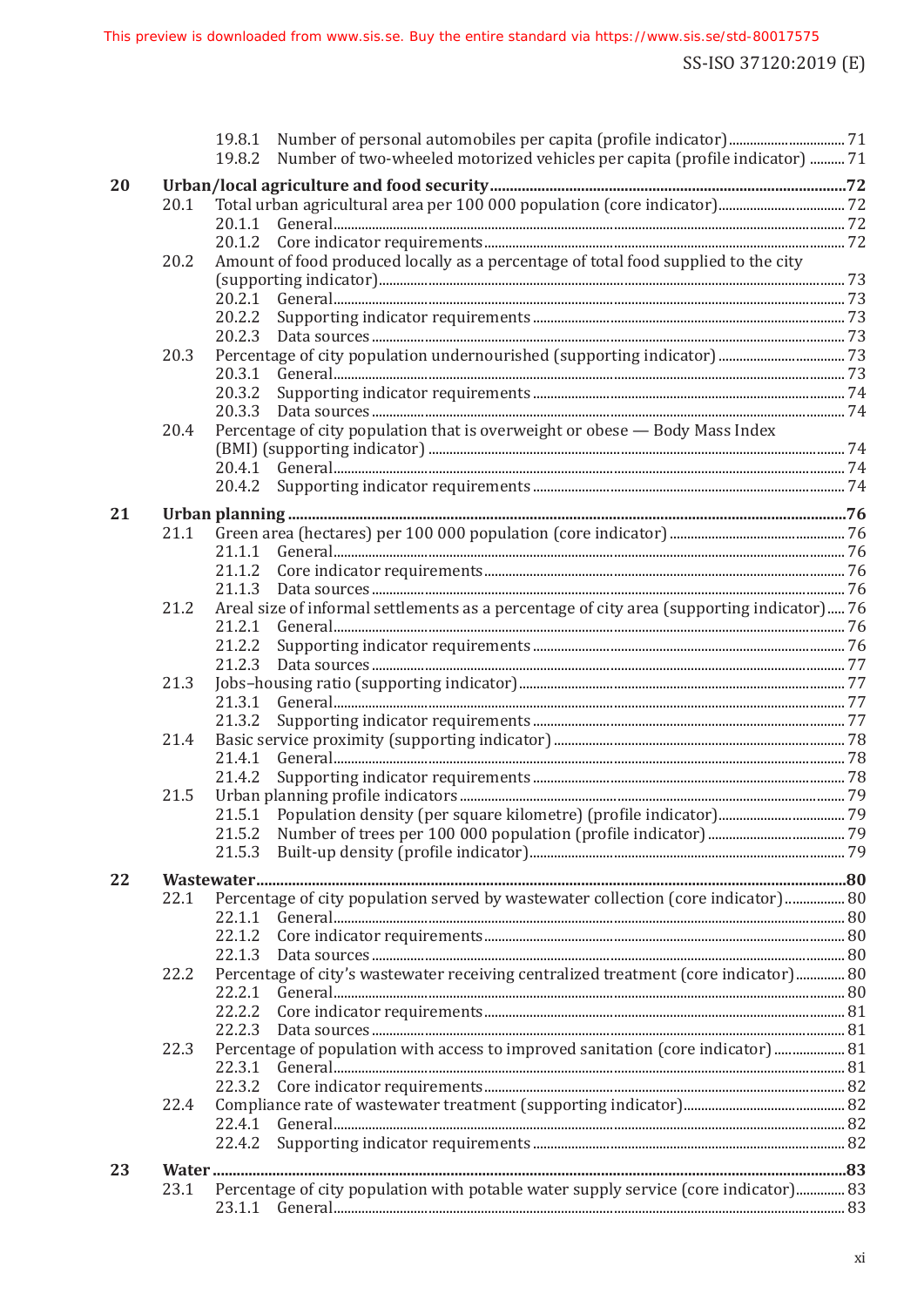19.8.1 Number of personal automobiles per capita (profile indicator) ... 71
19.8.2 Number of two-wheeled motorized vehicles per capita (profile indicator) ... 71

**20 Urban/local agriculture and food security ... 72**

20.1 Total urban agricultural area per 100 000 population (core indicator) ... 72
20.1.1 General ... 72
20.1.2 Core indicator requirements ... 72
20.2 Amount of food produced locally as a percentage of total food supplied to the city (supporting indicator) ... 73
20.2.1 General ... 73
20.2.2 Supporting indicator requirements ... 73
20.2.3 Data sources ... 73
20.3 Percentage of city population undernourished (supporting indicator) ... 73
20.3.1 General ... 73
20.3.2 Supporting indicator requirements ... 74
20.3.3 Data sources ... 74
20.4 Percentage of city population that is overweight or obese — Body Mass Index (BMI) (supporting indicator) ... 74
20.4.1 General ... 74
20.4.2 Supporting indicator requirements ... 74

**21 Urban planning ... 76**

21.1 Green area (hectares) per 100 000 population (core indicator) ... 76
21.1.1 General ... 76
21.1.2 Core indicator requirements ... 76
21.1.3 Data sources ... 76
21.2 Areal size of informal settlements as a percentage of city area (supporting indicator) ... 76
21.2.1 General ... 76
21.2.2 Supporting indicator requirements ... 76
21.2.3 Data sources ... 77
21.3 Jobs–housing ratio (supporting indicator) ... 77
21.3.1 General ... 77
21.3.2 Supporting indicator requirements ... 77
21.4 Basic service proximity (supporting indicator) ... 78
21.4.1 General ... 78
21.4.2 Supporting indicator requirements ... 78
21.5 Urban planning profile indicators ... 79
21.5.1 Population density (per square kilometre) (profile indicator) ... 79
21.5.2 Number of trees per 100 000 population (profile indicator) ... 79
21.5.3 Built-up density (profile indicator) ... 79

**22 Wastewater ... 80**

22.1 Percentage of city population served by wastewater collection (core indicator) ... 80
22.1.1 General ... 80
22.1.2 Core indicator requirements ... 80
22.1.3 Data sources ... 80
22.2 Percentage of city's wastewater receiving centralized treatment (core indicator) ... 80
22.2.1 General ... 80
22.2.2 Core indicator requirements ... 81
22.2.3 Data sources ... 81
22.3 Percentage of population with access to improved sanitation (core indicator) ... 81
22.3.1 General ... 81
22.3.2 Core indicator requirements ... 82
22.4 Compliance rate of wastewater treatment (supporting indicator) ... 82
22.4.1 General ... 82
22.4.2 Supporting indicator requirements ... 82

**23 Water ... 83**

23.1 Percentage of city population with potable water supply service (core indicator) ... 83
23.1.1 General ... 83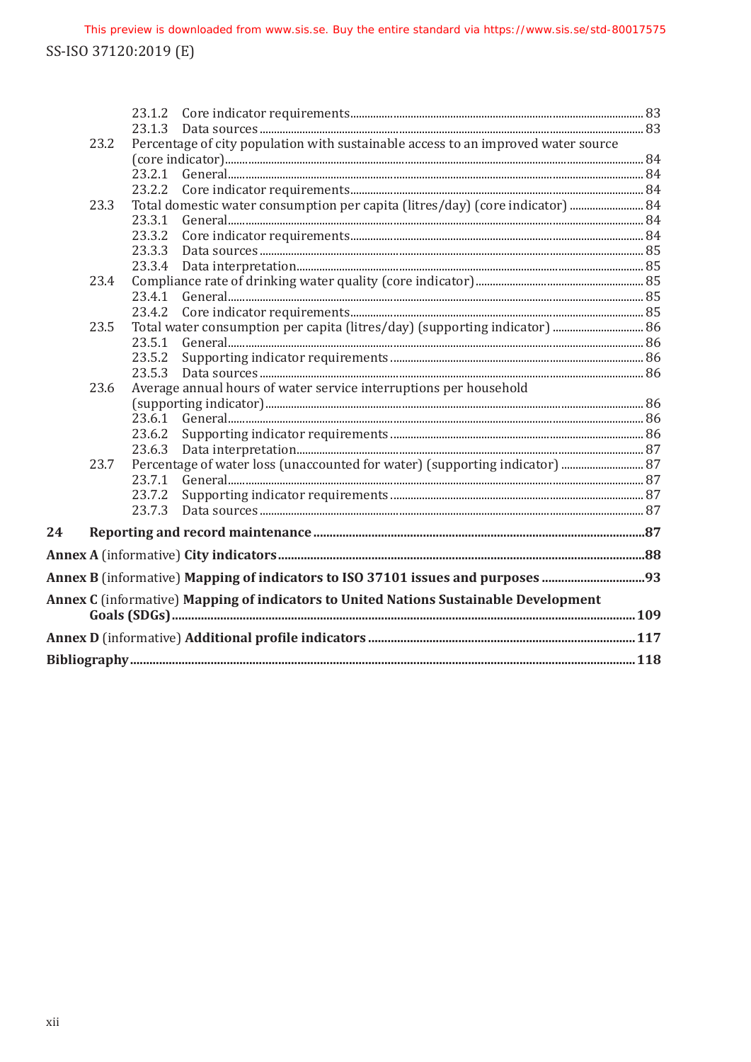23.1.2 Core indicator requirements ..... 83
23.1.3 Data sources ..... 83

23.2 Percentage of city population with sustainable access to an improved water source (core indicator) ..... 84
23.2.1 General ..... 84
23.2.2 Core indicator requirements ..... 84

23.3 Total domestic water consumption per capita (litres/day) (core indicator) ..... 84
23.3.1 General ..... 84
23.3.2 Core indicator requirements ..... 84
23.3.3 Data sources ..... 85
23.3.4 Data interpretation ..... 85

23.4 Compliance rate of drinking water quality (core indicator) ..... 85
23.4.1 General ..... 85
23.4.2 Core indicator requirements ..... 85

23.5 Total water consumption per capita (litres/day) (supporting indicator) ..... 86
23.5.1 General ..... 86
23.5.2 Supporting indicator requirements ..... 86
23.5.3 Data sources ..... 86

23.6 Average annual hours of water service interruptions per household (supporting indicator) ..... 86
23.6.1 General ..... 86
23.6.2 Supporting indicator requirements ..... 86
23.6.3 Data interpretation ..... 87

23.7 Percentage of water loss (unaccounted for water) (supporting indicator) ..... 87
23.7.1 General ..... 87
23.7.2 Supporting indicator requirements ..... 87
23.7.3 Data sources ..... 87

**24 Reporting and record maintenance ..... 87**

**Annex A** (informative) **City indicators ..... 88**

**Annex B** (informative) **Mapping of indicators to ISO 37101 issues and purposes ..... 93**

**Annex C** (informative) **Mapping of indicators to United Nations Sustainable Development Goals (SDGs) ..... 109**

**Annex D** (informative) **Additional profile indicators ..... 117**

**Bibliography ..... 118**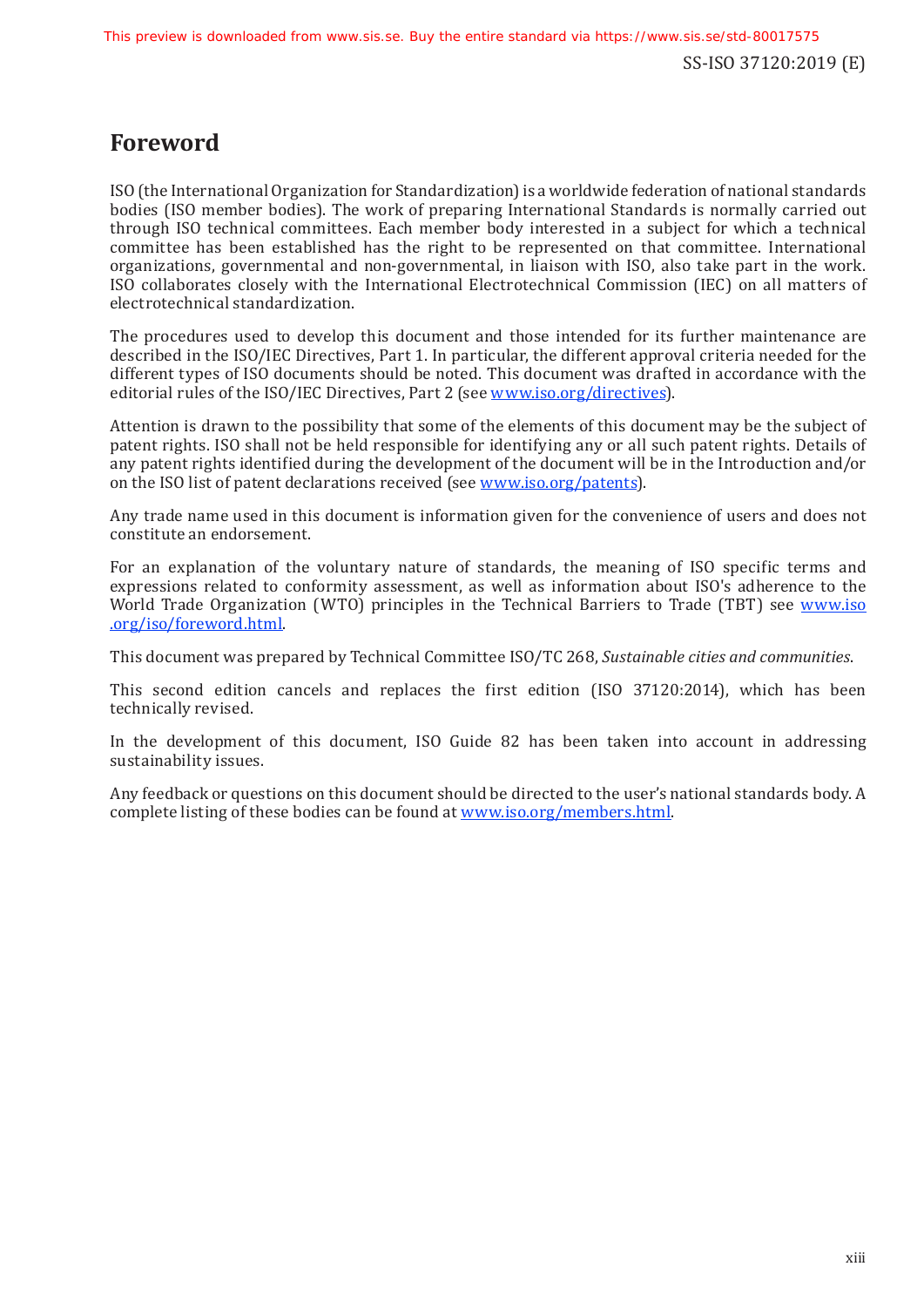# Foreword

ISO (the International Organization for Standardization) is a worldwide federation of national standards bodies (ISO member bodies). The work of preparing International Standards is normally carried out through ISO technical committees. Each member body interested in a subject for which a technical committee has been established has the right to be represented on that committee. International organizations, governmental and non-governmental, in liaison with ISO, also take part in the work. ISO collaborates closely with the International Electrotechnical Commission (IEC) on all matters of electrotechnical standardization.

The procedures used to develop this document and those intended for its further maintenance are described in the ISO/IEC Directives, Part 1. In particular, the different approval criteria needed for the different types of ISO documents should be noted. This document was drafted in accordance with the editorial rules of the ISO/IEC Directives, Part 2 (see www.iso.org/directives).

Attention is drawn to the possibility that some of the elements of this document may be the subject of patent rights. ISO shall not be held responsible for identifying any or all such patent rights. Details of any patent rights identified during the development of the document will be in the Introduction and/or on the ISO list of patent declarations received (see www.iso.org/patents).

Any trade name used in this document is information given for the convenience of users and does not constitute an endorsement.

For an explanation of the voluntary nature of standards, the meaning of ISO specific terms and expressions related to conformity assessment, as well as information about ISO's adherence to the World Trade Organization (WTO) principles in the Technical Barriers to Trade (TBT) see www.iso.org/iso/foreword.html.

This document was prepared by Technical Committee ISO/TC 268, *Sustainable cities and communities*.

This second edition cancels and replaces the first edition (ISO 37120:2014), which has been technically revised.

In the development of this document, ISO Guide 82 has been taken into account in addressing sustainability issues.

Any feedback or questions on this document should be directed to the user's national standards body. A complete listing of these bodies can be found at www.iso.org/members.html.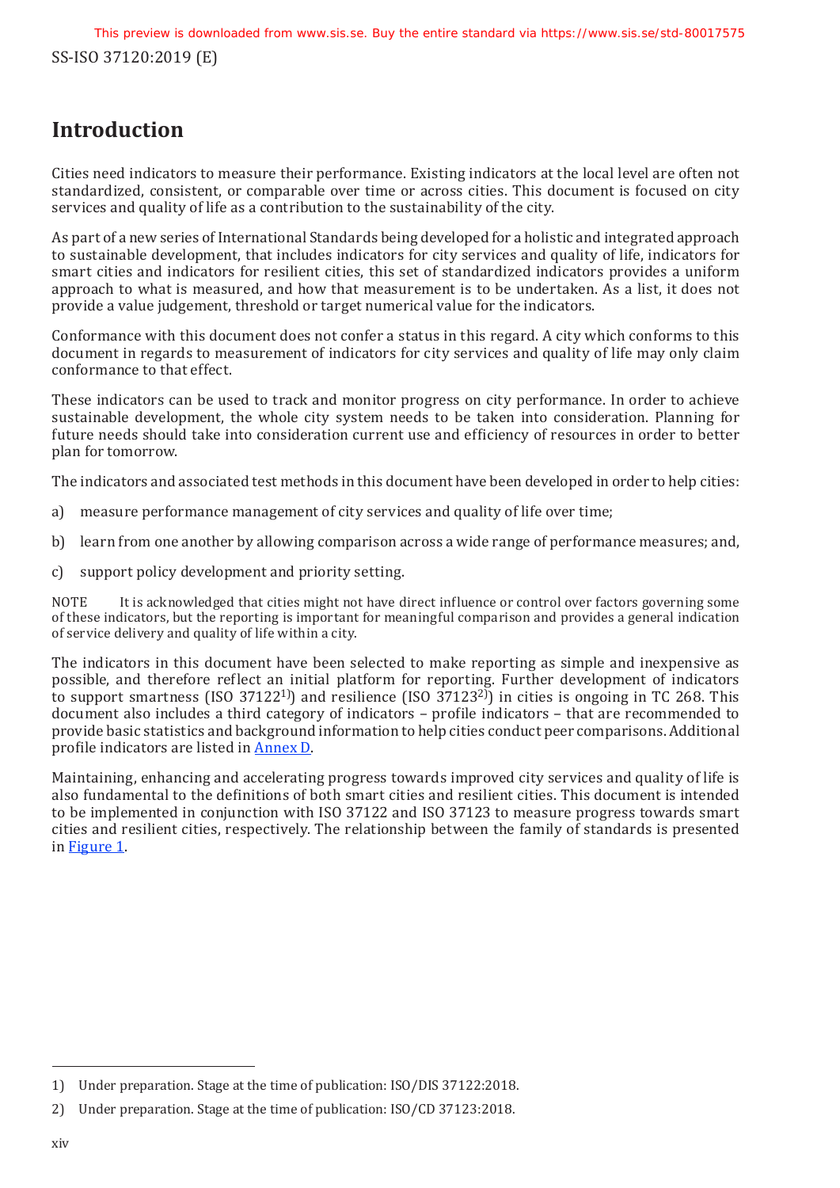# Introduction

Cities need indicators to measure their performance. Existing indicators at the local level are often not standardized, consistent, or comparable over time or across cities. This document is focused on city services and quality of life as a contribution to the sustainability of the city.

As part of a new series of International Standards being developed for a holistic and integrated approach to sustainable development, that includes indicators for city services and quality of life, indicators for smart cities and indicators for resilient cities, this set of standardized indicators provides a uniform approach to what is measured, and how that measurement is to be undertaken. As a list, it does not provide a value judgement, threshold or target numerical value for the indicators.

Conformance with this document does not confer a status in this regard. A city which conforms to this document in regards to measurement of indicators for city services and quality of life may only claim conformance to that effect.

These indicators can be used to track and monitor progress on city performance. In order to achieve sustainable development, the whole city system needs to be taken into consideration. Planning for future needs should take into consideration current use and efficiency of resources in order to better plan for tomorrow.

The indicators and associated test methods in this document have been developed in order to help cities:

a) measure performance management of city services and quality of life over time;

b) learn from one another by allowing comparison across a wide range of performance measures; and,

c) support policy development and priority setting.

NOTE It is acknowledged that cities might not have direct influence or control over factors governing some of these indicators, but the reporting is important for meaningful comparison and provides a general indication of service delivery and quality of life within a city.

The indicators in this document have been selected to make reporting as simple and inexpensive as possible, and therefore reflect an initial platform for reporting. Further development of indicators to support smartness (ISO 37122[1]) and resilience (ISO 37123[2]) in cities is ongoing in TC 268. This document also includes a third category of indicators – profile indicators – that are recommended to provide basic statistics and background information to help cities conduct peer comparisons. Additional profile indicators are listed in Annex D.

Maintaining, enhancing and accelerating progress towards improved city services and quality of life is also fundamental to the definitions of both smart cities and resilient cities. This document is intended to be implemented in conjunction with ISO 37122 and ISO 37123 to measure progress towards smart cities and resilient cities, respectively. The relationship between the family of standards is presented in Figure 1.

---

1) Under preparation. Stage at the time of publication: ISO/DIS 37122:2018.

2) Under preparation. Stage at the time of publication: ISO/CD 37123:2018.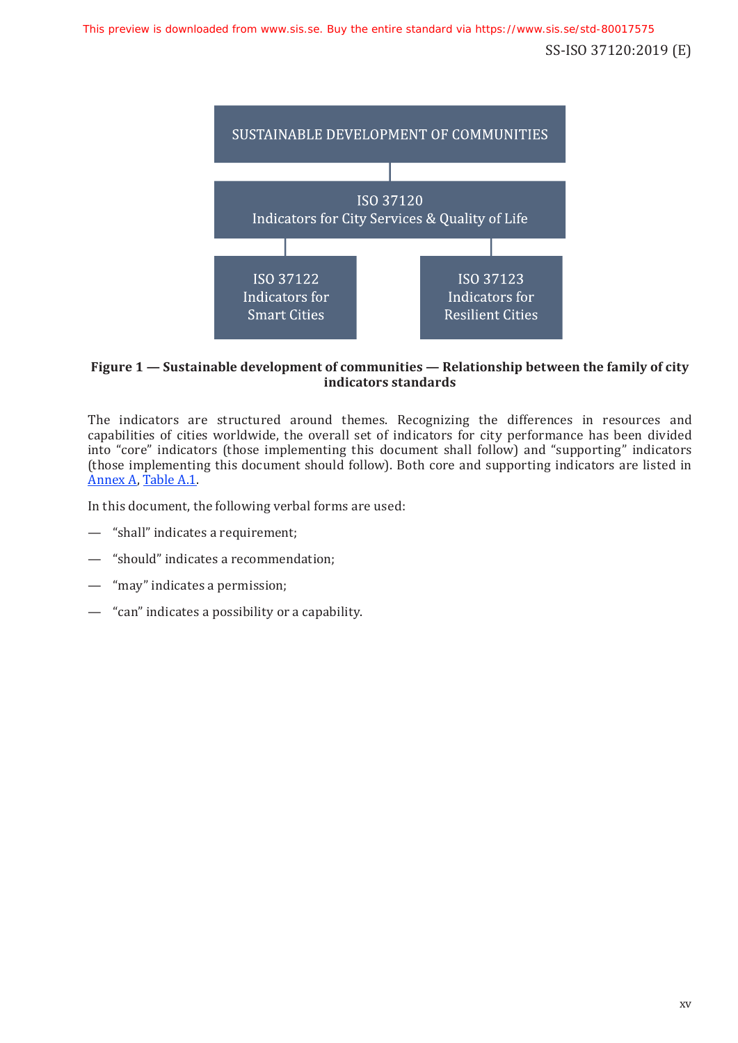SUSTAINABLE DEVELOPMENT OF COMMUNITIES

ISO 37120
Indicators for City Services & Quality of Life

ISO 37122
Indicators for Smart Cities

ISO 37123
Indicators for Resilient Cities

**Figure 1 — Sustainable development of communities — Relationship between the family of city indicators standards**

The indicators are structured around themes. Recognizing the differences in resources and capabilities of cities worldwide, the overall set of indicators for city performance has been divided into "core" indicators (those implementing this document shall follow) and "supporting" indicators (those implementing this document should follow). Both core and supporting indicators are listed in Annex A, Table A.1.

In this document, the following verbal forms are used:

— "shall" indicates a requirement;

— "should" indicates a recommendation;

— "may" indicates a permission;

— "can" indicates a possibility or a capability.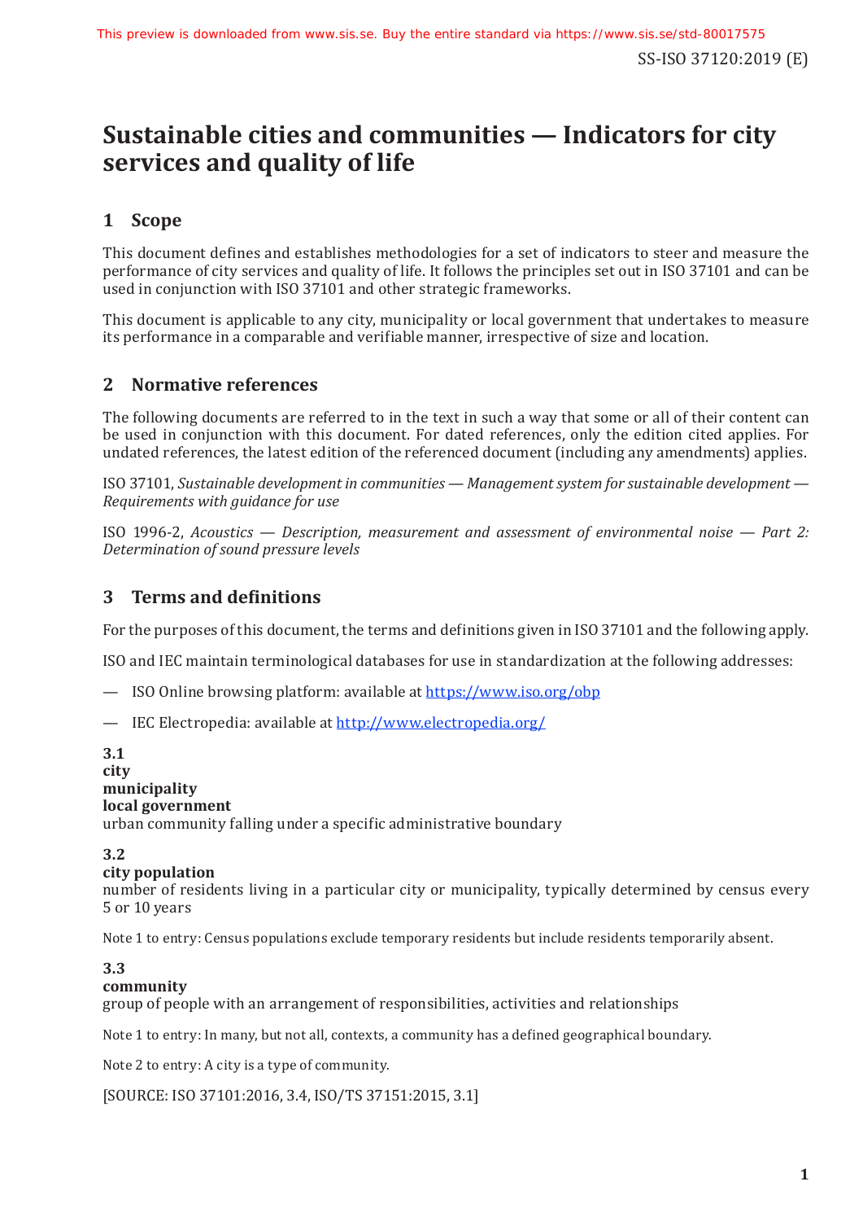# Sustainable cities and communities — Indicators for city services and quality of life

## 1 Scope

This document defines and establishes methodologies for a set of indicators to steer and measure the performance of city services and quality of life. It follows the principles set out in ISO 37101 and can be used in conjunction with ISO 37101 and other strategic frameworks.

This document is applicable to any city, municipality or local government that undertakes to measure its performance in a comparable and verifiable manner, irrespective of size and location.

## 2 Normative references

The following documents are referred to in the text in such a way that some or all of their content can be used in conjunction with this document. For dated references, only the edition cited applies. For undated references, the latest edition of the referenced document (including any amendments) applies.

ISO 37101, *Sustainable development in communities — Management system for sustainable development — Requirements with guidance for use*

ISO 1996-2, *Acoustics — Description, measurement and assessment of environmental noise — Part 2: Determination of sound pressure levels*

## 3 Terms and definitions

For the purposes of this document, the terms and definitions given in ISO 37101 and the following apply.

ISO and IEC maintain terminological databases for use in standardization at the following addresses:

— ISO Online browsing platform: available at https://www.iso.org/obp

— IEC Electropedia: available at http://www.electropedia.org/

**3.1**
**city**
**municipality**
**local government**
urban community falling under a specific administrative boundary

**3.2**
**city population**
number of residents living in a particular city or municipality, typically determined by census every 5 or 10 years

Note 1 to entry: Census populations exclude temporary residents but include residents temporarily absent.

**3.3**
**community**
group of people with an arrangement of responsibilities, activities and relationships

Note 1 to entry: In many, but not all, contexts, a community has a defined geographical boundary.

Note 2 to entry: A city is a type of community.

[SOURCE: ISO 37101:2016, 3.4, ISO/TS 37151:2015, 3.1]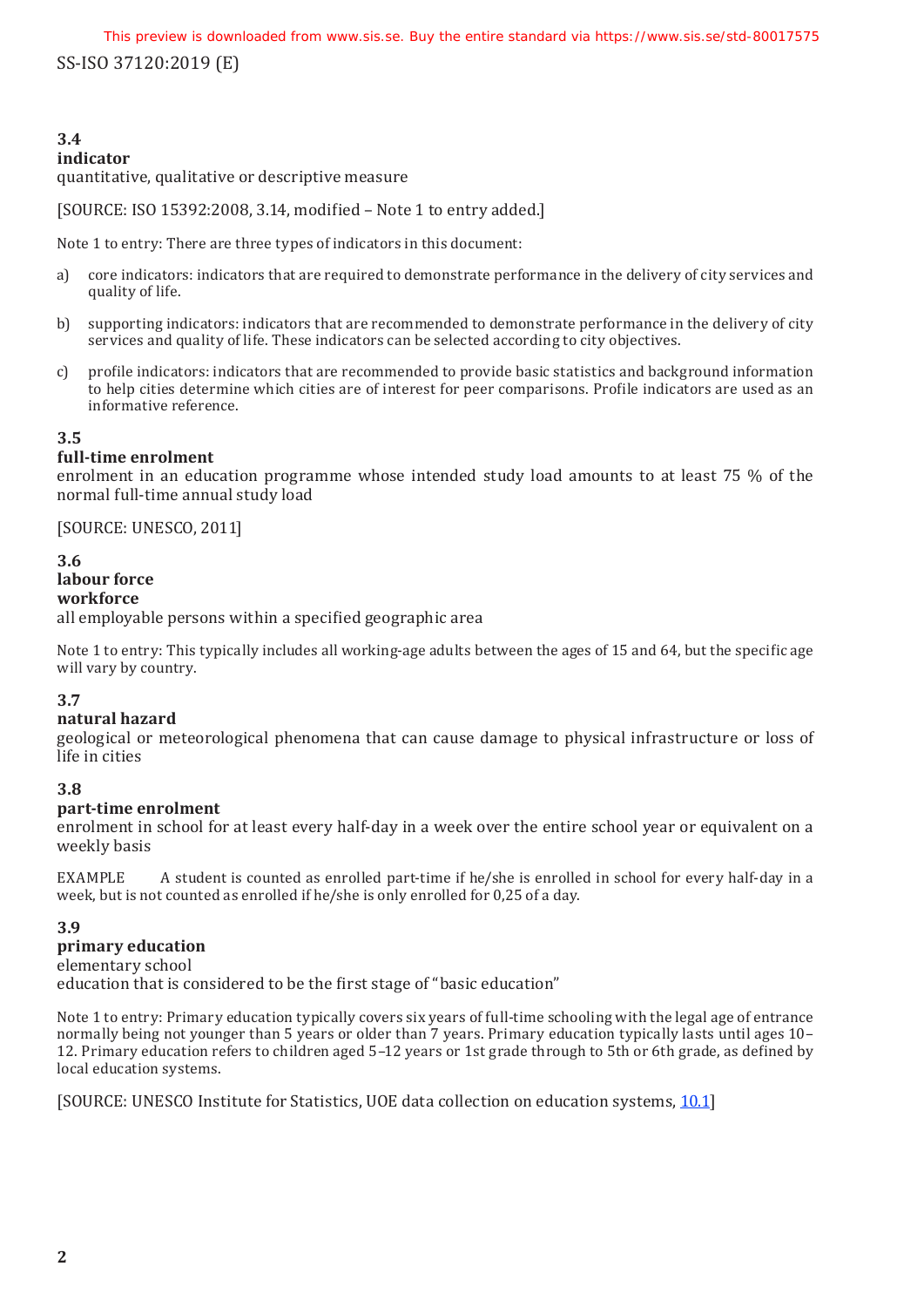### 3.4
**indicator**

quantitative, qualitative or descriptive measure

[SOURCE: ISO 15392:2008, 3.14, modified – Note 1 to entry added.]

Note 1 to entry: There are three types of indicators in this document:

a) core indicators: indicators that are required to demonstrate performance in the delivery of city services and quality of life.

b) supporting indicators: indicators that are recommended to demonstrate performance in the delivery of city services and quality of life. These indicators can be selected according to city objectives.

c) profile indicators: indicators that are recommended to provide basic statistics and background information to help cities determine which cities are of interest for peer comparisons. Profile indicators are used as an informative reference.

### 3.5
**full-time enrolment**

enrolment in an education programme whose intended study load amounts to at least 75 % of the normal full-time annual study load

[SOURCE: UNESCO, 2011]

### 3.6
**labour force**

**workforce**

all employable persons within a specified geographic area

Note 1 to entry: This typically includes all working-age adults between the ages of 15 and 64, but the specific age will vary by country.

### 3.7
**natural hazard**

geological or meteorological phenomena that can cause damage to physical infrastructure or loss of life in cities

### 3.8
**part-time enrolment**

enrolment in school for at least every half-day in a week over the entire school year or equivalent on a weekly basis

EXAMPLE A student is counted as enrolled part-time if he/she is enrolled in school for every half-day in a week, but is not counted as enrolled if he/she is only enrolled for 0,25 of a day.

### 3.9
**primary education**

elementary school

education that is considered to be the first stage of "basic education"

Note 1 to entry: Primary education typically covers six years of full-time schooling with the legal age of entrance normally being not younger than 5 years or older than 7 years. Primary education typically lasts until ages 10–12. Primary education refers to children aged 5–12 years or 1st grade through to 5th or 6th grade, as defined by local education systems.

[SOURCE: UNESCO Institute for Statistics, UOE data collection on education systems, 10.1]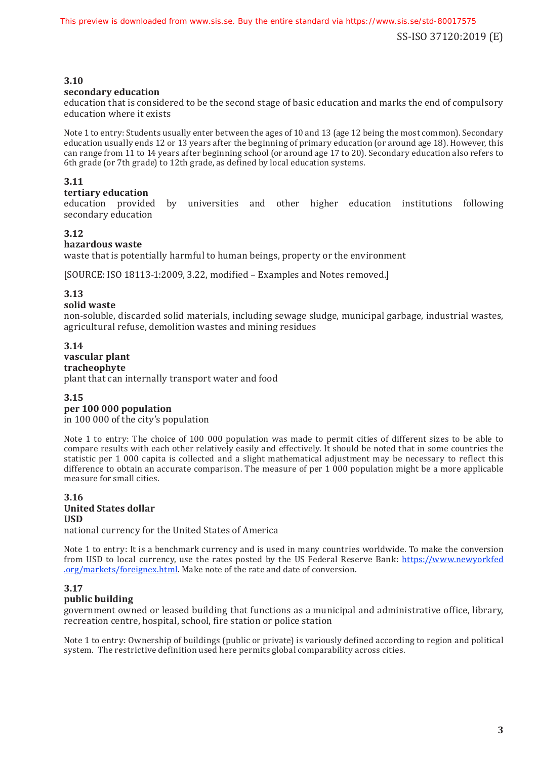**3.10**

**secondary education**

education that is considered to be the second stage of basic education and marks the end of compulsory education where it exists

Note 1 to entry: Students usually enter between the ages of 10 and 13 (age 12 being the most common). Secondary education usually ends 12 or 13 years after the beginning of primary education (or around age 18). However, this can range from 11 to 14 years after beginning school (or around age 17 to 20). Secondary education also refers to 6th grade (or 7th grade) to 12th grade, as defined by local education systems.

**3.11**

**tertiary education**

education provided by universities and other higher education institutions following secondary education

**3.12**

**hazardous waste**

waste that is potentially harmful to human beings, property or the environment

[SOURCE: ISO 18113-1:2009, 3.22, modified – Examples and Notes removed.]

**3.13**

**solid waste**

non-soluble, discarded solid materials, including sewage sludge, municipal garbage, industrial wastes, agricultural refuse, demolition wastes and mining residues

**3.14**

**vascular plant**

**tracheophyte**

plant that can internally transport water and food

**3.15**

**per 100 000 population**

in 100 000 of the city's population

Note 1 to entry: The choice of 100 000 population was made to permit cities of different sizes to be able to compare results with each other relatively easily and effectively. It should be noted that in some countries the statistic per 1 000 capita is collected and a slight mathematical adjustment may be necessary to reflect this difference to obtain an accurate comparison. The measure of per 1 000 population might be a more applicable measure for small cities.

**3.16**

**United States dollar**

**USD**

national currency for the United States of America

Note 1 to entry: It is a benchmark currency and is used in many countries worldwide. To make the conversion from USD to local currency, use the rates posted by the US Federal Reserve Bank: https://www.newyorkfed.org/markets/foreignex.html. Make note of the rate and date of conversion.

**3.17**

**public building**

government owned or leased building that functions as a municipal and administrative office, library, recreation centre, hospital, school, fire station or police station

Note 1 to entry: Ownership of buildings (public or private) is variously defined according to region and political system. The restrictive definition used here permits global comparability across cities.